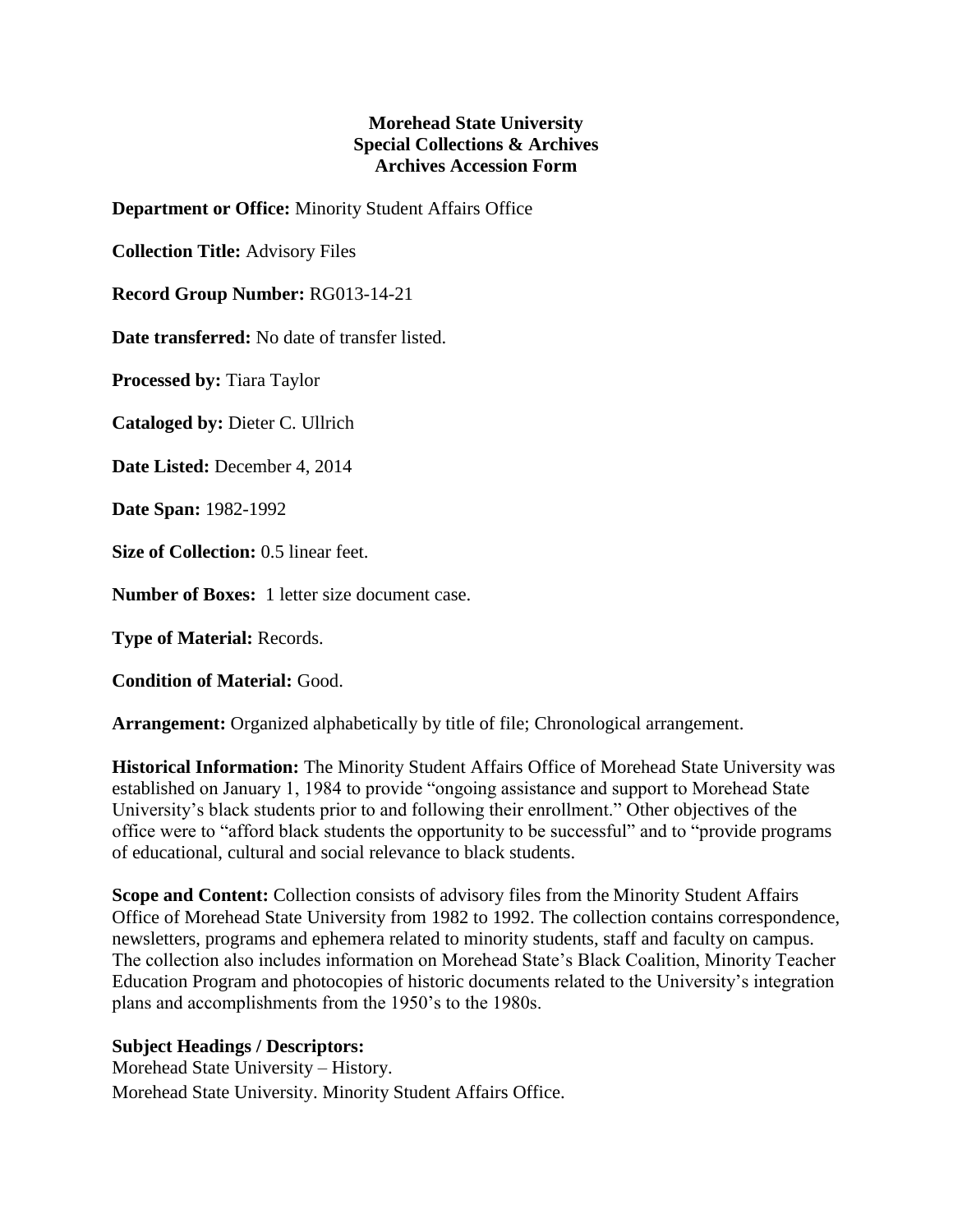**Morehead State University**
**Special Collections & Archives**
**Archives Accession Form**

**Department or Office:** Minority Student Affairs Office

**Collection Title:** Advisory Files

**Record Group Number:** RG013-14-21

**Date transferred:** No date of transfer listed.

**Processed by:** Tiara Taylor

**Cataloged by:** Dieter C. Ullrich

**Date Listed:** December 4, 2014

**Date Span:** 1982-1992

**Size of Collection:** 0.5 linear feet.

**Number of Boxes:** 1 letter size document case.

**Type of Material:** Records.

**Condition of Material:** Good.

**Arrangement:** Organized alphabetically by title of file; Chronological arrangement.

**Historical Information:** The Minority Student Affairs Office of Morehead State University was established on January 1, 1984 to provide "ongoing assistance and support to Morehead State University's black students prior to and following their enrollment." Other objectives of the office were to "afford black students the opportunity to be successful" and to "provide programs of educational, cultural and social relevance to black students.

**Scope and Content:** Collection consists of advisory files from the Minority Student Affairs Office of Morehead State University from 1982 to 1992. The collection contains correspondence, newsletters, programs and ephemera related to minority students, staff and faculty on campus. The collection also includes information on Morehead State's Black Coalition, Minority Teacher Education Program and photocopies of historic documents related to the University's integration plans and accomplishments from the 1950's to the 1980s.

**Subject Headings / Descriptors:**

Morehead State University – History.

Morehead State University. Minority Student Affairs Office.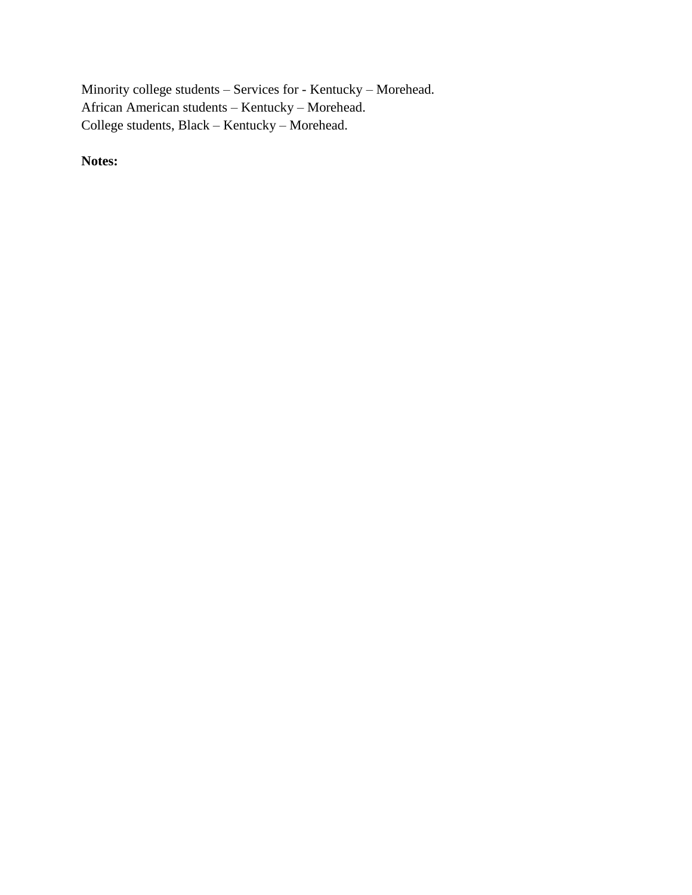Minority college students – Services for - Kentucky – Morehead.
African American students – Kentucky – Morehead.
College students, Black – Kentucky – Morehead.

**Notes:**